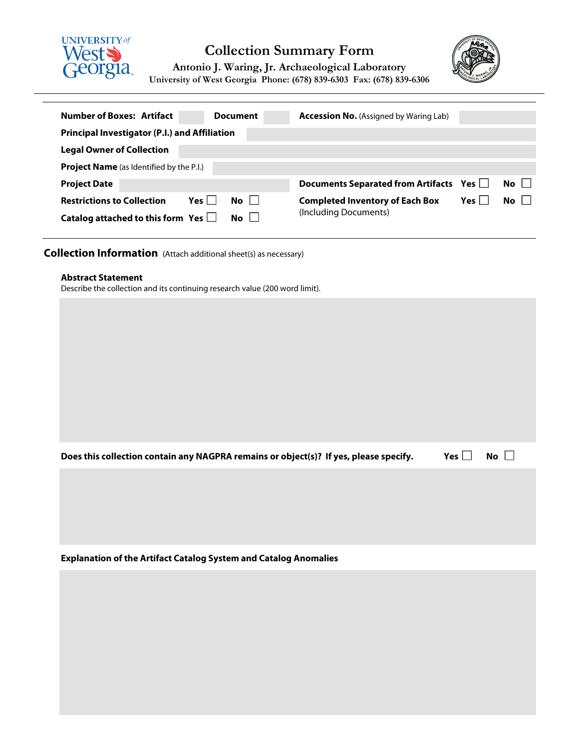# Collection Summary Form

**Antonio J. Waring, Jr. Archaeological Laboratory**

**University of West Georgia Phone: (678) 839-6303 Fax: (678) 839-6306**

---

**Number of Boxes: Artifact** ___ **Document** ___ **Accession No.** (Assigned by Waring Lab) ___

**Principal Investigator (P.I.) and Affiliation** ___

**Legal Owner of Collection** ___

**Project Name** (as Identified by the P.I.) ___

**Project Date** ___ **Documents Separated from Artifacts** Yes ☐ No ☐

**Restrictions to Collection** Yes ☐ No ☐ **Completed Inventory of Each Box** Yes ☐ No ☐ (Including Documents)

**Catalog attached to this form** Yes ☐ No ☐

---

## Collection Information (Attach additional sheet(s) as necessary)

**Abstract Statement**

Describe the collection and its continuing research value (200 word limit).

**Does this collection contain any NAGPRA remains or object(s)? If yes, please specify.** Yes ☐ No ☐

**Explanation of the Artifact Catalog System and Catalog Anomalies**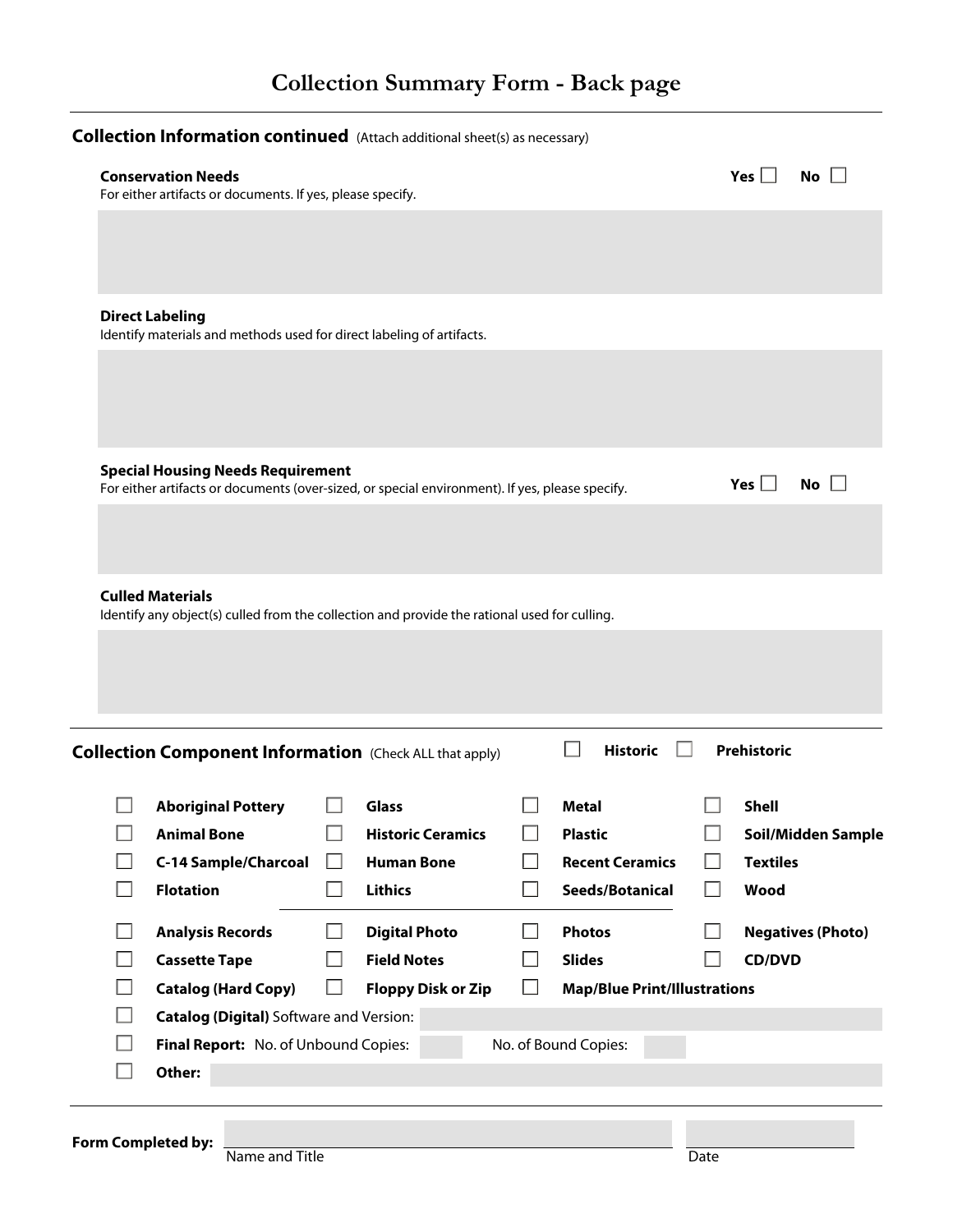# Collection Summary Form - Back page

## Collection Information continued (Attach additional sheet(s) as necessary)

**Conservation Needs** — Yes ☐ No ☐

For either artifacts or documents. If yes, please specify.

**Direct Labeling**

Identify materials and methods used for direct labeling of artifacts.

**Special Housing Needs Requirement** — Yes ☐ No ☐

For either artifacts or documents (over-sized, or special environment). If yes, please specify.

**Culled Materials**

Identify any object(s) culled from the collection and provide the rational used for culling.

## Collection Component Information (Check ALL that apply)

☐ **Historic** ☐ **Prehistoric**

| | | | |
|---|---|---|---|
| ☐ **Aboriginal Pottery** | ☐ **Glass** | ☐ **Metal** | ☐ **Shell** |
| ☐ **Animal Bone** | ☐ **Historic Ceramics** | ☐ **Plastic** | ☐ **Soil/Midden Sample** |
| ☐ **C-14 Sample/Charcoal** | ☐ **Human Bone** | ☐ **Recent Ceramics** | ☐ **Textiles** |
| ☐ **Flotation** | ☐ **Lithics** | ☐ **Seeds/Botanical** | ☐ **Wood** |
| ☐ **Analysis Records** | ☐ **Digital Photo** | ☐ **Photos** | ☐ **Negatives (Photo)** |
| ☐ **Cassette Tape** | ☐ **Field Notes** | ☐ **Slides** | ☐ **CD/DVD** |
| ☐ **Catalog (Hard Copy)** | ☐ **Floppy Disk or Zip** | ☐ **Map/Blue Print/Illustrations** | |

☐ **Catalog (Digital)** Software and Version:

☐ **Final Report:** No. of Unbound Copies: ______ No. of Bound Copies: ______

☐ **Other:**

**Form Completed by:** ______________________ Name and Title ______________ Date